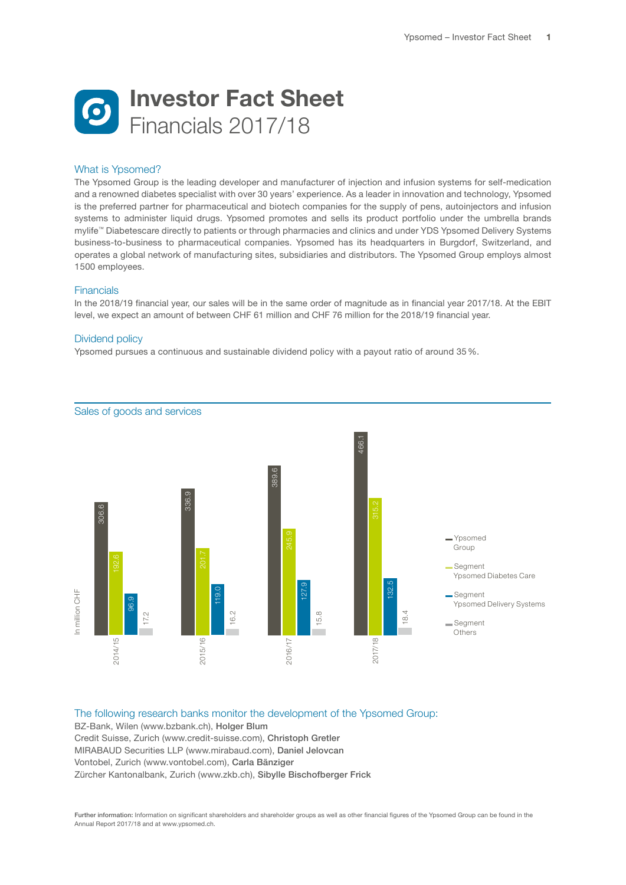# Investor Fact Sheet
## Financials 2017/18

### What is Ypsomed?

The Ypsomed Group is the leading developer and manufacturer of injection and infusion systems for self-medication and a renowned diabetes specialist with over 30 years' experience. As a leader in innovation and technology, Ypsomed is the preferred partner for pharmaceutical and biotech companies for the supply of pens, autoinjectors and infusion systems to administer liquid drugs. Ypsomed promotes and sells its product portfolio under the umbrella brands mylife™ Diabetescare directly to patients or through pharmacies and clinics and under YDS Ypsomed Delivery Systems business-to-business to pharmaceutical companies. Ypsomed has its headquarters in Burgdorf, Switzerland, and operates a global network of manufacturing sites, subsidiaries and distributors. The Ypsomed Group employs almost 1500 employees.

### Financials

In the 2018/19 financial year, our sales will be in the same order of magnitude as in financial year 2017/18. At the EBIT level, we expect an amount of between CHF 61 million and CHF 76 million for the 2018/19 financial year.

### Dividend policy

Ypsomed pursues a continuous and sustainable dividend policy with a payout ratio of around 35 %.

### Sales of goods and services

In million CHF

| | 2014/15 | 2015/16 | 2016/17 | 2017/18 |
|---|---|---|---|---|
| Ypsomed Group | 306.6 | 336.9 | 389.6 | 466.1 |
| Segment Ypsomed Diabetes Care | 192.6 | 201.7 | 245.9 | 315.2 |
| Segment Ypsomed Delivery Systems | 96.9 | 119.0 | 127.9 | 132.5 |
| Segment Others | 17.2 | 16.2 | 15.8 | 18.4 |

### The following research banks monitor the development of the Ypsomed Group:

BZ-Bank, Wilen (www.bzbank.ch), **Holger Blum**
Credit Suisse, Zurich (www.credit-suisse.com), **Christoph Gretler**
MIRABAUD Securities LLP (www.mirabaud.com), **Daniel Jelovcan**
Vontobel, Zurich (www.vontobel.com), **Carla Bänziger**
Zürcher Kantonalbank, Zurich (www.zkb.ch), **Sibylle Bischofberger Frick**

**Further information:** Information on significant shareholders and shareholder groups as well as other financial figures of the Ypsomed Group can be found in the Annual Report 2017/18 and at www.ypsomed.ch.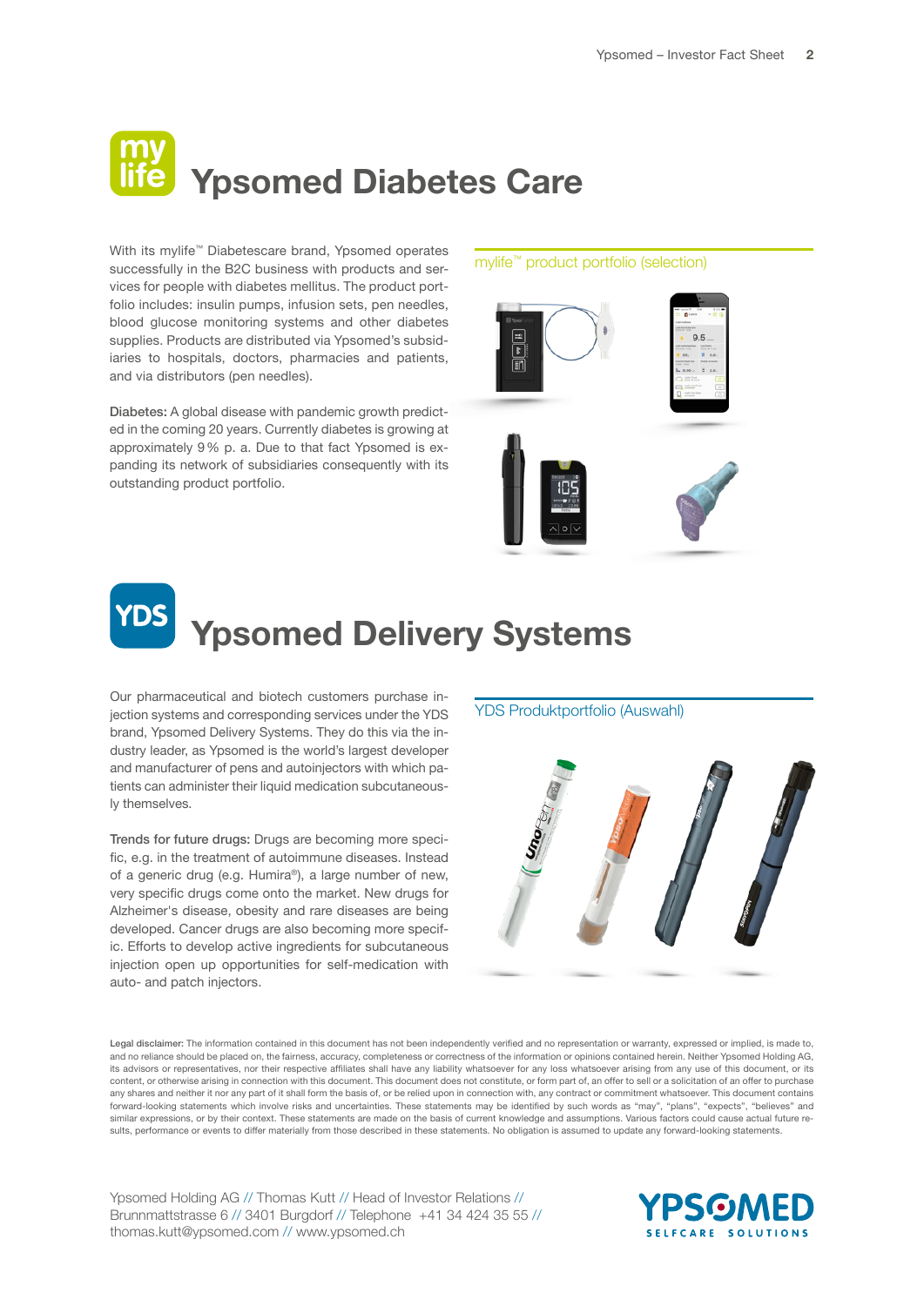# Ypsomed Diabetes Care

With its mylife™ Diabetescare brand, Ypsomed operates successfully in the B2C business with products and services for people with diabetes mellitus. The product portfolio includes: insulin pumps, infusion sets, pen needles, blood glucose monitoring systems and other diabetes supplies. Products are distributed via Ypsomed's subsidiaries to hospitals, doctors, pharmacies and patients, and via distributors (pen needles).

**Diabetes:** A global disease with pandemic growth predicted in the coming 20 years. Currently diabetes is growing at approximately 9 % p. a. Due to that fact Ypsomed is expanding its network of subsidiaries consequently with its outstanding product portfolio.

mylife™ product portfolio (selection)

# Ypsomed Delivery Systems

Our pharmaceutical and biotech customers purchase injection systems and corresponding services under the YDS brand, Ypsomed Delivery Systems. They do this via the industry leader, as Ypsomed is the world's largest developer and manufacturer of pens and autoinjectors with which patients can administer their liquid medication subcutaneously themselves.

**Trends for future drugs:** Drugs are becoming more specific, e.g. in the treatment of autoimmune diseases. Instead of a generic drug (e.g. Humira®), a large number of new, very specific drugs come onto the market. New drugs for Alzheimer's disease, obesity and rare diseases are being developed. Cancer drugs are also becoming more specific. Efforts to develop active ingredients for subcutaneous injection open up opportunities for self-medication with auto- and patch injectors.

YDS Produktportfolio (Auswahl)

**Legal disclaimer:** The information contained in this document has not been independently verified and no representation or warranty, expressed or implied, is made to, and no reliance should be placed on, the fairness, accuracy, completeness or correctness of the information or opinions contained herein. Neither Ypsomed Holding AG, its advisors or representatives, nor their respective affiliates shall have any liability whatsoever for any loss whatsoever arising from any use of this document, or its content, or otherwise arising in connection with this document. This document does not constitute, or form part of, an offer to sell or a solicitation of an offer to purchase any shares and neither it nor any part of it shall form the basis of, or be relied upon in connection with, any contract or commitment whatsoever. This document contains forward-looking statements which involve risks and uncertainties. These statements may be identified by such words as "may", "plans", "expects", "believes" and similar expressions, or by their context. These statements are made on the basis of current knowledge and assumptions. Various factors could cause actual future results, performance or events to differ materially from those described in these statements. No obligation is assumed to update any forward-looking statements.

Ypsomed Holding AG // Thomas Kutt // Head of Investor Relations //
Brunnmattstrasse 6 // 3401 Burgdorf // Telephone +41 34 424 35 55 //
thomas.kutt@ypsomed.com // www.ypsomed.ch

YPSOMED
SELFCARE SOLUTIONS